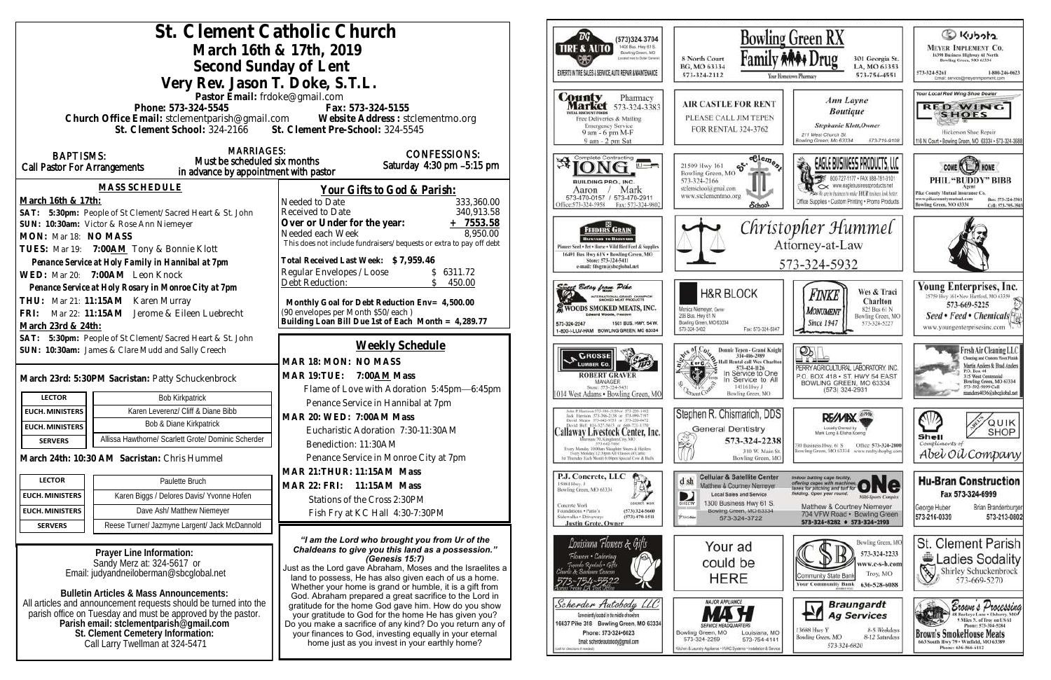# St. Clement Catholic Church

## March 16th & 17th, 2019

## Second Sunday of Lent

## Very Rev. Jason T. Doke, S.T.L.

Pastor Email: frdoke@gmail.com

Phone: 573-324-5545 Fax: 573-324-5155

Church Office Email: stclementparish@gmail.com Website Address : stclementmo.org

St. Clement School: 324-2166 St. Clement Pre-School: 324-5545

**BAPTISMS:** Call Pastor For Arrangements

**MARRIAGES:** Must be scheduled six months in advance by appointment with pastor

**CONFESSIONS:** Saturday 4:30 pm –5:15 pm

### MASS SCHEDULE

**March 16th & 17th:**

SAT: 5:30pm: People of St Clement/Sacred Heart & St. John

SUN: 10:30am: Victor & Rose Ann Niemeyer

MON: Mar 18: NO MASS

TUES: Mar 19: 7:00AM Tony & Bonnie Klott

Penance Service at Holy Family in Hannibal at 7pm

WED: Mar 20: 7:00AM Leon Knock

Penance Service at Holy Rosary in Monroe City at 7pm

THU: Mar 21: 11:15AM Karen Murray

FRI: Mar 22: 11:15AM Jerome & Eileen Luebrecht

**March 23rd & 24th:**

SAT: 5:30pm: People of St Clement/Sacred Heart & St. John

SUN: 10:30am: James & Clare Mudd and Sally Creech

**March 23rd: 5:30PM Sacristan:** Patty Schuckenbrock

| | |
|---|---|
| LECTOR | Bob Kirkpatrick |
| EUCH. MINISTERS | Karen Leverenz/ Cliff & Diane Bibb |
| EUCH. MINISTERS | Bob & Diane Kirkpatrick |
| SERVERS | Allissa Hawthorne/ Scarlett Grote/ Dominic Scherder |

**March 24th: 10:30 AM Sacristan:** Chris Hummel

| | |
|---|---|
| LECTOR | Paulette Bruch |
| EUCH. MINISTERS | Karen Biggs / Delores Davis/ Yvonne Hofen |
| EUCH. MINISTERS | Dave Ash/ Matthew Niemeyer |
| SERVERS | Reese Turner/ Jazmyne Largent/ Jack McDannold |

**Prayer Line Information:**
Sandy Merz at: 324-5617 or
Email: judyandneiloberman@sbcglobal.net

**Bulletin Articles & Mass Announcements:**
All articles and announcement requests should be turned into the parish office on Tuesday and must be approved by the pastor.
**Parish email: stclementparish@gmail.com**
**St. Clement Cemetery Information:**
Call Larry Twellman at 324-5471

### Your Gifts to God & Parish:

| | |
|---|---|
| Needed to Date | 333,360.00 |
| Received to Date | 340,913.58 |
| **Over or Under for the year:** | **+ 7553.58** |
| Needed each Week | 8,950.00 |

This does not include fundraisers/bequests or extra to pay off debt

**Total Received Last Week: $ 7,959.46**

| | |
|---|---|
| Regular Envelopes /Loose | $ 6311.72 |
| Debt Reduction: | $ 450.00 |

**Monthly Goal for Debt Reduction Env= 4,500.00**
(90 envelopes per Month $50/each )
**Building Loan Bill Due 1st of Each Month = 4,289.77**

### Weekly Schedule

**MAR 18: MON: NO MASS**

**MAR 19:TUE: 7:00AM Mass**

Flame of Love with Adoration 5:45pm—6:45pm

Penance Service in Hannibal at 7pm

**MAR 20: WED: 7:00AM Mass**

Eucharistic Adoration 7:30-11:30AM

Benediction: 11:30AM

Penance Service in Monroe City at 7pm

**MAR 21:THUR: 11:15AM Mass**

**MAR 22: FRI: 11:15AM Mass**

Stations of the Cross 2:30PM

Fish Fry at KC Hall 4:30-7:30PM

***"I am the Lord who brought you from Ur of the Chaldeans to give you this land as a possession." (Genesis 15:7)***

Just as the Lord gave Abraham, Moses and the Israelites a land to possess, He has also given each of us a home. Whether your home is grand or humble, it is a gift from God. Abraham prepared a great sacrifice to the Lord in gratitude for the home God gave him. How do you show your gratitude to God for the home He has given you? Do you make a sacrifice of any kind? Do you return any of your finances to God, investing equally in your eternal home just as you invest in your earthly home?

---

DG Tire & Auto — (573)324-3704, 1400 Bus. Hwy 61 S., Bowling Green, MO (Located next to Dollar General). Experts in tire sales & service, auto repair & maintenance

Bowling Green RX / Family Drug — 8 North Court, BG, MO 63334, 573-324-2112; 301 Georgia St., LA, MO 63353, 573-754-4551. Your Hometown Pharmacy

Kubota — Meyer Implement Co., 16398 Business Highway 61 North, Bowling Green, MO 63334, 573-324-5261, 1-800-246-0623, Email: service@meyerimplement.com

County Market Pharmacy 573-324-3383 — Free Deliveries & Mailing, Emergency Service, 9 am - 6 pm M-F, 9 am - 2 pm Sat

Air Castle for Rent — Please call Jim Tepen for rental 324-3762

Ann Layne Boutique — Stephanie Klott, Owner, 211 West Church St., Bowling Green, Mo 63334, 573-719-9108

Your Local Red Wing Shoe Dealer — Red Wing Shoes, Hickerson Shoe Repair, 116 N. Court • Bowling Green, MO 63334 • 573-324-3688

Complete Contracting — Long Building Pro., Inc. — Aaron / Mark, 573-470-0157 / 573-470-2911, Office: 573-324-5958, Fax: 573-324-9802

St. Clement School — 21509 Hwy 161, Bowling Green, MO, 573-324-2166, stclemschool@gmail.com, www.stclementmo.org

Eagle Business Products, LLC — 800-727-1177 • Fax 888-781-3101, www.eaglebusinessproducts.net, Office Supplies • Custom Printing • Promo Products

Come Home — Phil "Buddy" Bibb, Agent, Pike County Mutual Insurance Co., www.pikecountymutual.com, Bowling Green, MO 63334, Bus: 573-324-5361, Cell: 573-795-3943

Feeders Grain — Backyard to Barnyard, Pioneer Seed • Pet • Horse • Wild Bird Feed & Supplies, 16491 Bus Hwy 61N • Bowling Green, MO, Store: 573-324-5411, e-mail: fdsgrn@sbcglobal.net

Christopher Hummel, Attorney-at-Law, 573-324-5932

Sweet Betsy from Pike — International Grand Champion Smoked Meat Products — Woods Smoked Meats, Inc., Edward Woods, President, 573-324-2247, 1501 Bus. Hwy. 54 W., 1-800-I-LUV-HAM, Bowling Green, MO 63334

H&R Block — Monica Niemeyer, Owner, 205 Bus. Hwy 61 N, Bowling Green, MO 63334, 573-324-3402, Fax: 573-324-5047

Finke Monument, Since 1947 — Wes & Traci Charlton, 825 Bus 61 N, Bowling Green, MO, 573-324-5227

Young Enterprises, Inc. — 25759 Hwy 161 • New Hartford, MO 63359, 573-669-5225, Seed • Feed • Chemicals, www.youngenterprisesinc.com

Grosse Lumber Co. — Robert Graver, Manager, Store: 573-324-5431, 1014 West Adams • Bowling Green, MO

Knights of Columbus — Donnie Tepen - Grand Knight 314-486-2989, Hall Rental call Wes Charlton 573-424-1126, In Service to One, In Service to All, 14516 Hwy J, Bowling Green, MO

Perry Agricultural Laboratory, Inc. — P.O. Box 418 • St. Hwy 54 East, Bowling Green, MO 63334, (573) 324-2931

Fresh Air Cleaning LLC — Cleaning and Custom Floor Finish, Martin Anders & Brad Anders, P.O. Box 44, 315 West Centennial, Bowling Green, MO 63334, 573-592-9899 Call, manders4036@sbcglobal.net

Callaway Livestock Center, Inc. — John P. Harrison 573-386-5150 or 573-220-1482, Jack Harrison 573-386-2138 or 573-999-7197, David Means 573-642-9753 or 573-220-0472, David Bell 816-527-5633 or 660-721-1370, Interstate 70, Kingdom City, MO, 573-642-7486. Every Monday 10:00am Slaughter Steers & Heifers, Every Monday 12:30pm All Classes of Cattle, 1st Thursday Each Month 6:00pm Special Cow & Bulls

Stephen R. Chismarich, DDS — General Dentistry, 573-324-2238, 310 W. Main St., Bowling Green, MO

RE/MAX — Locally Owned by Mark Long & Elisha Koenig, 730 Business Hwy. 61 S, Bowling Green, MO 63334, Office: 573-324-2800, www.realtyshopbg.com

Shell — Quik Shop — Compliments of Abel Oil Company

P.J. Concrete, LLC — 15084 Hwy. J, Bowling Green, MO 63334, Concrete Work, Foundations • Patio's, Sidewalks • Driveways, (573) 324-5660, (573) 470-1511, Justin Grote, Owner

Dish / DirecTV — Cellular & Satellite Center, Matthew & Courtney Niemeyer, Local Sales and Service, 1300 Business Hwy 61 S., Bowling Green, MO 63334, 573-324-3722

One — Indoor batting cage facility, offering cages with machines, lanes for pitching and turf for fielding. Open year round. Multi-Sports Complex. Matthew & Courtney Niemeyer, 704 VFW Road • Bowling Green, 573-324-8282 • 573-324-2193

Hu-Bran Construction — Fax 573-324-6999, George Huber 573-216-0339, Brian Brandenburger 573-213-0802

Louisiana Flowers & Gifts — Flowers • Catering, Tuxedo Rentals • Gifts, Charlie & Barbara Deaton, 573-754-5522, Across From LA Post Office

Your ad could be HERE

Community State Bank — Your Community Bank, Bowling Green, MO 573-324-2233, www.c-s-b.com, Troy, MO 636-528-6088

St. Clement Parish Ladies Sodality — Shirley Schuckenbrock, 573-669-5270

Scherder Autobody LLC — Conveniently located in the middle of nowhere, 16637 Pike 318 Bowling Green, MO 63334, Phone: 573+324+6023, Email: scherderautobody@gmail.com (call for directions if needed)

Major Appliance — MASH Service Headquarters, Bowling Green, MO 573-324-2259, Louisiana, MO 573-754-4141, Kitchen & Laundry Appliance • HVAC Systems • Installation & Service

Braungardt Ag Services — 13688 Hwy Y, Bowling Green, MO, 573-324-6820, 8-5 Weekdays, 8-12 Saturdays

Brown's Processing — 85 Hackey Lane • Elsberry, MO, 5 Miles S. of Troy on US 61, Phone: 573-384-5384. Brown's SmokeHouse Meats, 663 South Hwy 79 • Winfield, MO 63389, Phone: 636-566-6112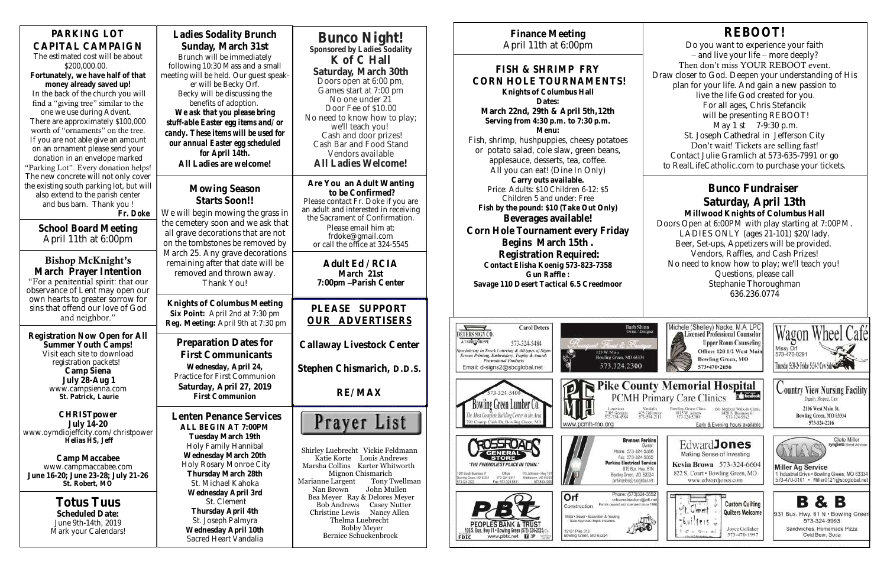## PARKING LOT CAPITAL CAMPAIGN

The estimated cost will be about $200,000.00.

**Fortunately, we have half of that money already saved up!**

In the back of the church you will find a "giving tree" similar to the one we use during Advent. There are approximately $100,000 worth of "ornaments" on the tree. If you are not able give an amount on an ornament please send your donation in an envelope marked "Parking Lot". Every donation helps! The new concrete will not only cover the existing south parking lot, but will also extend to the parish center and bus barn. Thank you !

**Fr. Doke**

## School Board Meeting

April 11th at 6:00pm

## Bishop McKnight's March Prayer Intention

"For a penitential spirit: that our observance of Lent may open our own hearts to greater sorrow for sins that offend our love of God and neighbor."

## Registration Now Open for All Summer Youth Camps!

Visit each site to download registration packets!

**Camp Siena**
**July 28-Aug 1**
www.campsienna.com
**St. Patrick, Laurie**

**CHRISTpower**
**July 14-20**
www.oymdiojeffcity.com/christpower
**Helias HS, Jeff**

**Camp Maccabee**
www.campmaccabee.com
**June 16-20; June 23-28; July 21-26**
**St. Robert, MO**

## Totus Tuus

**Scheduled Date:**
June 9th-14th, 2019
Mark your Calendars!

## Ladies Sodality Brunch Sunday, March 31st

Brunch will be immediately following 10:30 Mass and a small meeting will be held. Our guest speaker will be Becky Orf. Becky will be discussing the benefits of adoption.

***We ask that you please bring stuff-able Easter egg items and/or candy. These items will be used for our annual Easter egg scheduled for April 14th.***

**All Ladies are welcome!**

## Mowing Season Starts Soon!!

We will begin mowing the grass in the cemetery soon and we ask that all grave decorations that are not on the tombstones be removed by March 25. Any grave decorations remaining after that date will be removed and thrown away.

Thank You!

## Knights of Columbus Meeting

**Six Point:** April 2nd at 7:30 pm
**Reg. Meeting:** April 9th at 7:30 pm

## Preparation Dates for First Communicants

**Wednesday, April 24,**
Practice for First Communion
**Saturday, April 27, 2019**
**First Communion**

## Lenten Penance Services

**ALL BEGIN AT 7:00PM**

**Tuesday March 19th**
Holy Family Hannibal
**Wednesday March 20th**
Holy Rosary Monroe City
**Thursday March 28th**
St. Michael Kahoka
**Wednesday April 3rd**
St. Clement
**Thursday April 4th**
St. Joseph Palmyra
**Wednesday April 10th**
Sacred Heart Vandalia

## Bunco Night!

**Sponsored by Ladies Sodality**

**K of C Hall**
**Saturday, March 30th**

Doors open at 6:00 pm,
Games start at 7:00 pm
No one under 21
Door Fee of $10.00
No need to know how to play; we'll teach you!
Cash and door prizes!
Cash Bar and Food Stand
Vendors available

**All Ladies Welcome!**

## Are You an Adult Wanting to be Confirmed?

Please contact Fr. Doke if you are an adult and interested in receiving the Sacrament of Confirmation.

Please email him at:
frdoke@gmail.com
or call the office at 324-5545

## Adult Ed / RCIA

**March 21st**
**7:00pm –Parish Center**

## PLEASE SUPPORT OUR ADVERTISERS

**Callaway Livestock Center**

**Stephen Chismarich, D.D.S.**

**RE/MAX**

## Prayer List

Shirley Luebrecht  Vickie Feldmann
Katie Korte  Louis Andrews
Marsha Collins  Karter Whitworth
Mignon Chismarich
Marianne Largent  Tony Twellman
Nan Brown  John Mullen
Bea Meyer  Ray & Delores Meyer
Bob Andrews  Casey Nutter
Christine Lewis  Nancy Allen
Thelma Luebrecht
Bobby Meyer
Bernice Schuckenbrock

## Finance Meeting

April 11th at 6:00pm

## FISH & SHRIMP FRY CORN HOLE TOURNAMENTS!

**Knights of Columbus Hall**

**Dates:**
**March 22nd, 29th & April 5th,12th**
**Serving from 4:30 p.m. to 7:30 p.m.**

**Menu:**
Fish, shrimp, hushpuppies, cheesy potatoes or potato salad, cole slaw, green beans, applesauce, desserts, tea, coffee.
All you can eat! (Dine In Only)
**Carry outs available.**
Price: Adults: $10 Children 6-12: $5
Children 5 and under: Free
**Fish by the pound: $10 (Take Out Only)**
**Beverages available!**

**Corn Hole Tournament every Friday**
**Begins March 15th .**
**Registration Required:**
**Contact Elisha Koenig 573-823-7358**
**Gun Raffle :**
**Savage 110 Desert Tactical 6.5 Creedmoor**

## REBOOT!

Do you want to experience your faith – and live your life – more deeply? Then don't miss YOUR REBOOT event. Draw closer to God. Deepen your understanding of His plan for your life. And gain a new passion to live the life God created for you. For all ages, Chris Stefancik will be presenting REBOOT!
May 1st  7-9:30 p.m.
St. Joseph Cathedral in Jefferson City
Don't wait! Tickets are selling fast!
Contact Julie Gramlich at 573-635-7991 or go to RealLifeCatholic.com to purchase your tickets.

## Bunco Fundraiser Saturday, April 13th

**Millwood Knights of Columbus Hall**

Doors Open at 6:00PM with play starting at 7:00PM.
LADIES ONLY (ages 21-101) $20/lady.
Beer, Set-ups, Appetizers will be provided.
Vendors, Raffles, and Cash Prizes!
No need to know how to play; we'll teach you!
Questions, please call
Stephanie Thoroughman
636.236.0774

**DETERS SIGN CO.** — Carol Deters — 573-324-5484 — Specializing in Truck Lettering & All types of Signs, Screen Printing, Embroidery, Trophy & Awards, Promotional Products — Email: d-signs2@sbcglobal.net

**Bouquet Florist & Boutique** — Barb Shinn, Owner / Designer — 120 W. Main, Bowling Green, MO 63334 — 573.324.2300

**Michele (Shelley) Nacke, M.A. LPC** — Licensed Professional Counselor — Upper Room Counseling — Office: 120 1/2 West Main, Bowling Green, MO — 573•470•2656

**Wagon Wheel Café** — Missy Orf — 573-470-0291

**Bowling Green Lumber Co.** — 573-324-5400 — The Most Complete Building Center in the Area — 700 Champ Clark Dr. Bowling Green, MO

**Pike County Memorial Hospital** — PCMH Primary Care Clinics — Louisiana 2305 Georgia 573-754-4584 — Vandalia 425 Galloway 573-594-2111 — Bowling Green Clinic 1015 W. Adams 573-324-5300 — BG Medical Walk-in Clinic 1470 S. Business 61 573-324-5562 — www.pcmh-mo.org — Early & Evening hours available

**Country View Nursing Facility** — Dignity, Respect, Care — 2106 West Main St., Bowling Green, MO 63334 — 573-324-2216

**Crossroads General Store** — "The Friendliest Place in Town."

**Perkins Electrical Service** — Brennen Perkins, Owner — Phone: 573-324-5366 — Fax: 573-324-5315 — 815 Bus. Hwy. 61N, Bowling Green, MO 63334 — perkinselect@sbcglobal.net

**Edward Jones** — Making Sense of Investing — Kevin Brown 573-324-6604 — 822 S. Court • Bowling Green, MO — www.edwardjones.com

**Miller Ag Service** — Clete Miller, syngenta Seed Advisor — 1 Industrial Drive • Bowling Green, MO 63334 — 573-470-0101 • Miller0121@sbcglobal.net

**PEOPLES BANK & TRUST** — Bus. Hwy 61 • Bowling Green (573) 324-2525 — www.pbtc.net — MEMBER FDIC

**Orf Construction** — Phone: (573)324-3552 — orfconstruction@att.net — Family owned and operated since 1962 — Water • Sewer • Excavation & Trucking — State Approved Septic Installers — 15181 Pike 313, Bowling Green, MO 63334

**St. Clement Quilters** — Custom Quilting — Quilters Welcome — Joyce Gollaher 573-470-1997

**B & B** — 931 Bus. Hwy. 61 N • Bowling Green — 573-324-9993 — Sandwiches. Homemade Pizza — Cold Beer, Soda